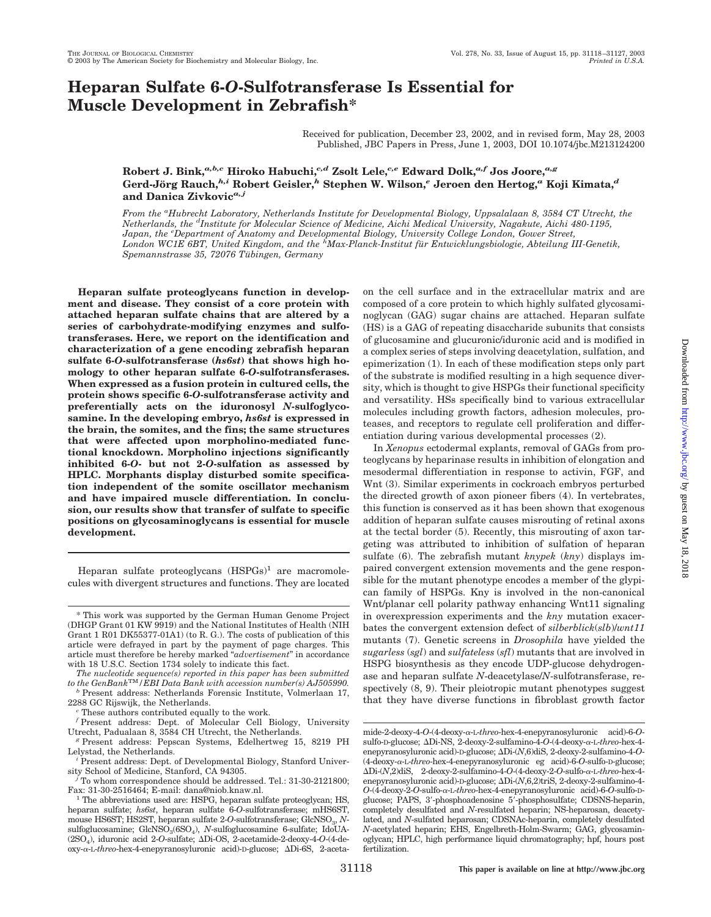# Heparan Sulfate 6-*O*-Sulfotransferase Is Essential for Muscle Development in Zebrafish*

Received for publication, December 23, 2002, and in revised form, May 28, 2003
Published, JBC Papers in Press, June 1, 2003, DOI 10.1074/jbc.M213124200

**Robert J. Bink,[a,b,c] Hiroko Habuchi,[c,d] Zsolt Lele,[c,e] Edward Dolk,[a,f] Jos Joore,[a,g] Gerd-Jörg Rauch,[h,i] Robert Geisler,[h] Stephen W. Wilson,[e] Jeroen den Hertog,[a] Koji Kimata,[d] and Danica Zivkovic[a,j]**

*From the [a]Hubrecht Laboratory, Netherlands Institute for Developmental Biology, Uppsalalaan 8, 3584 CT Utrecht, the Netherlands, the [d]Institute for Molecular Science of Medicine, Aichi Medical University, Nagakute, Aichi 480-1195, Japan, the [e]Department of Anatomy and Developmental Biology, University College London, Gower Street, London WC1E 6BT, United Kingdom, and the [h]Max-Planck-Institut für Entwicklungsbiologie, Abteilung III-Genetik, Spemannstrasse 35, 72076 Tübingen, Germany*

**Heparan sulfate proteoglycans function in development and disease. They consist of a core protein with attached heparan sulfate chains that are altered by a series of carbohydrate-modifying enzymes and sulfotransferases. Here, we report on the identification and characterization of a gene encoding zebrafish heparan sulfate 6-*O*-sulfotransferase (*hs6st*) that shows high homology to other heparan sulfate 6-*O*-sulfotransferases. When expressed as a fusion protein in cultured cells, the protein shows specific 6-*O*-sulfotransferase activity and preferentially acts on the iduronosyl *N*-sulfoglycosamine. In the developing embryo, *hs6st* is expressed in the brain, the somites, and the fins; the same structures that were affected upon morpholino-mediated functional knockdown. Morpholino injections significantly inhibited 6-*O*- but not 2-*O*-sulfation as assessed by HPLC. Morphants display disturbed somite specification independent of the somite oscillator mechanism and have impaired muscle differentiation. In conclusion, our results show that transfer of sulfate to specific positions on glycosaminoglycans is essential for muscle development.**

Heparan sulfate proteoglycans (HSPGs)[1] are macromolecules with divergent structures and functions. They are located on the cell surface and in the extracellular matrix and are composed of a core protein to which highly sulfated glycosaminoglycan (GAG) sugar chains are attached. Heparan sulfate (HS) is a GAG of repeating disaccharide subunits that consists of glucosamine and glucuronic/iduronic acid and is modified in a complex series of steps involving deacetylation, sulfation, and epimerization (1). In each of these modification steps only part of the substrate is modified resulting in a high sequence diversity, which is thought to give HSPGs their functional specificity and versatility. HSs specifically bind to various extracellular molecules including growth factors, adhesion molecules, proteases, and receptors to regulate cell proliferation and differentiation during various developmental processes (2).

In *Xenopus* ectodermal explants, removal of GAGs from proteoglycans by heparinase results in inhibition of elongation and mesodermal differentiation in response to activin, FGF, and Wnt (3). Similar experiments in cockroach embryos perturbed the directed growth of axon pioneer fibers (4). In vertebrates, this function is conserved as it has been shown that exogenous addition of heparan sulfate causes misrouting of retinal axons at the tectal border (5). Recently, this misrouting of axon targeting was attributed to inhibition of sulfation of heparan sulfate (6). The zebrafish mutant *knypek* (*kny*) displays impaired convergent extension movements and the gene responsible for the mutant phenotype encodes a member of the glypican family of HSPGs. Kny is involved in the non-canonical Wnt/planar cell polarity pathway enhancing Wnt11 signaling in overexpression experiments and the *kny* mutation exacerbates the convergent extension defect of *silberblick*(*slb*)/*wnt11* mutants (7). Genetic screens in *Drosophila* have yielded the *sugarless* (*sgl*) and *sulfateless* (*sfl*) mutants that are involved in HSPG biosynthesis as they encode UDP-glucose dehydrogenase and heparan sulfate *N*-deacetylase/*N*-sulfotransferase, respectively (8, 9). Their pleiotropic mutant phenotypes suggest that they have diverse functions in fibroblast growth factor

---

\* This work was supported by the German Human Genome Project (DHGP Grant 01 KW 9919) and the National Institutes of Health (NIH Grant 1 R01 DK55377-01A1) (to R. G.). The costs of publication of this article were defrayed in part by the payment of page charges. This article must therefore be hereby marked "*advertisement*" in accordance with 18 U.S.C. Section 1734 solely to indicate this fact.

*The nucleotide sequence(s) reported in this paper has been submitted to the GenBank™/EBI Data Bank with accession number(s) AJ505990.*

[b] Present address: Netherlands Forensic Institute, Volmerlaan 17, 2288 GC Rijswijk, the Netherlands.

[c] These authors contributed equally to the work.

[f] Present address: Dept. of Molecular Cell Biology, University Utrecht, Padualaan 8, 3584 CH Utrecht, the Netherlands.

[g] Present address: Pepscan Systems, Edelhertweg 15, 8219 PH Lelystad, the Netherlands.

[i] Present address: Dept. of Developmental Biology, Stanford University School of Medicine, Stanford, CA 94305.

[j] To whom correspondence should be addressed. Tel.: 31-30-2121800; Fax: 31-30-2516464; E-mail: dana@niob.knaw.nl.

[1] The abbreviations used are: HSPG, heparan sulfate proteoglycan; HS, heparan sulfate; *hs6st*, heparan sulfate 6-*O*-sulfotransferase; mHS6ST, mouse HS6ST; HS2ST, heparan sulfate 2-*O*-sulfotransferase; $GlcNSO_3$, *N*-sulfoglucosamine; $GlcNSO_3(6SO_4)$, *N*-sulfoglucosamine 6-sulfate; IdoUA-$(2SO_4)$, iduronic acid 2-*O*-sulfate; ΔDi-OS, 2-acetamide-2-deoxy-4-*O*-(4-deoxy-α-L-*threo*-hex-4-enepyranosyluronic acid)-D-glucose; ΔDi-6S, 2-acetamide-2-deoxy-4-*O*-(4-deoxy-α-L-*threo*-hex-4-enepyranosyluronic acid)-6-*O*-sulfo-D-glucose; ΔDi-NS, 2-deoxy-2-sulfamino-4-*O*-(4-deoxy-α-L-*threo*-hex-4-enepyranosyluronic acid)-D-glucose; ΔDi-(*N*,6)diS, 2-deoxy-2-sulfamino-4-*O*-(4-deoxy-α-L-*threo*-hex-4-enepyranosyluronic eg acid)-6-*O*-sulfo-D-glucose; ΔDi-(*N*,2)diS, 2-deoxy-2-sulfamino-4-*O*-(4-deoxy-2-*O*-sulfo-α-L-*threo*-hex-4-enepyranosyluronic acid)-D-glucose; ΔDi-(*N*,6,2)triS, 2-deoxy-2-sulfamino-4-*O*-(4-deoxy-2-*O*-sulfo-α-L-*threo*-hex-4-enepyranosyluronic acid)-6-*O*-sulfo-D-glucose; PAPS, 3′-phosphoadenosine 5′-phosphosulfate; CDSNS-heparin, completely desulfated and *N*-resulfated heparin; NS-heparosan, deacetylated, and *N*-sulfated heparosan; CDSNAc-heparin, completely desulfated *N*-acetylated heparin; EHS, Engelbreth-Holm-Swarm; GAG, glycosaminoglycan; HPLC, high performance liquid chromatography; hpf, hours post fertilization.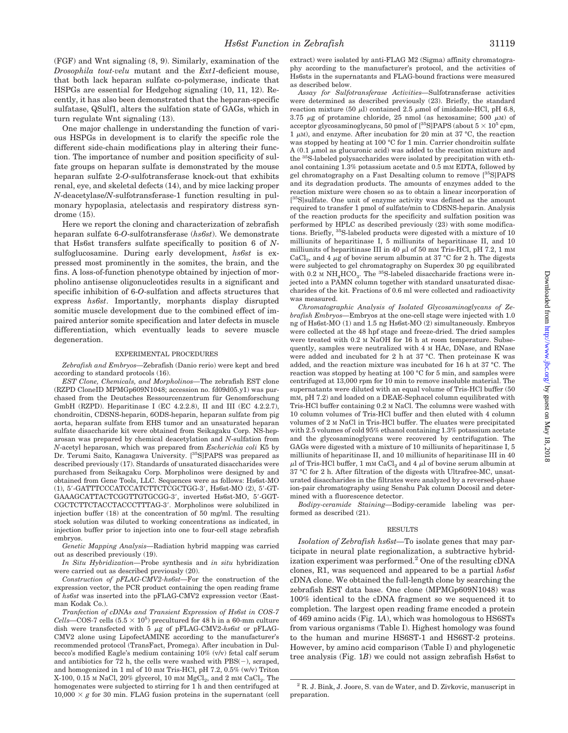(FGF) and Wnt signaling (8, 9). Similarly, examination of the *Drosophila tout-velu* mutant and the *Ext1*-deficient mouse, that both lack heparan sulfate co-polymerase, indicate that HSPGs are essential for Hedgehog signaling (10, 11, 12). Recently, it has also been demonstrated that the heparan-specific sulfatase, QSulf1, alters the sulfation state of GAGs, which in turn regulate Wnt signaling (13).

One major challenge in understanding the function of various HSPGs in development is to clarify the specific role the different side-chain modifications play in altering their function. The importance of number and position specificity of sulfate groups on heparan sulfate is demonstrated by the mouse heparan sulfate 2-*O*-sulfotransferase knock-out that exhibits renal, eye, and skeletal defects (14), and by mice lacking proper *N*-deacetylase/*N*-sulfotransferase-1 function resulting in pulmonary hypoplasia, atelectasis and respiratory distress syndrome (15).

Here we report the cloning and characterization of zebrafish heparan sulfate 6-*O*-sulfotransferase (*hs6st*). We demonstrate that Hs6st transfers sulfate specifically to position 6 of *N*-sulfoglucosamine. During early development, *hs6st* is expressed most prominently in the somites, the brain, and the fins. A loss-of-function phenotype obtained by injection of morpholino antisense oligonucleotides results in a significant and specific inhibition of 6-*O*-sulfation and affects structures that express *hs6st*. Importantly, morphants display disrupted somitic muscle development due to the combined effect of impaired anterior somite specification and later defects in muscle differentiation, which eventually leads to severe muscle degeneration.

## EXPERIMENTAL PROCEDURES

*Zebrafish and Embryos*—Zebrafish (Danio rerio) were kept and bred according to standard protocols (16).

*EST Clone, Chemicals, and Morpholinos*—The zebrafish EST clone (RZPD CloneID MPMGp609N1048; accession no. fd09d05.y1) was purchased from the Deutsches Ressourcenzentrum für Genomforschung GmbH (RZPD). Heparitinase I (EC 4.2.2.8), II and III (EC 4.2.2.7), chondroitin, CDSNS-heparin, 6ODS-heparin, heparan sulfate from pig aorta, heparan sulfate from EHS tumor and an unsaturated heparan sulfate disaccharide kit were obtained from Seikagaku Corp. NS-heparosan was prepared by chemical deacetylation and *N*-sulfation from *N*-acetyl heparosan, which was prepared from *Escherichia coli* K5 by Dr. Terumi Saito, Kanagawa University. [$^{35}$S]PAPS was prepared as described previously (17). Standards of unsaturated disaccharides were purchased from Seikagaku Corp. Morpholinos were designed by and obtained from Gene Tools, LLC. Sequences were as follows: Hs6st-MO (1), 5′-GATTTCCCATCCATCTTCTCGCTGG-3′, Hs6st-MO (2), 5′-GTGAAAGCATTACTCGGTTGTGCGG-3′, inverted Hs6st-MO, 5′-GGTCGCTCTTCTACCTACCCTTTAG-3′. Morpholinos were solubilized in injection buffer (18) at the concentration of 50 mg/ml. The resulting stock solution was diluted to working concentrations as indicated, in injection buffer prior to injection into one to four-cell stage zebrafish embryos.

*Genetic Mapping Analysis*—Radiation hybrid mapping was carried out as described previously (19).

*In Situ Hybridization*—Probe synthesis and *in situ* hybridization were carried out as described previously (20).

*Construction of pFLAG-CMV2-hs6st*—For the construction of the expression vector, the PCR product containing the open reading frame of *hs6st* was inserted into the pFLAG-CMV2 expression vector (Eastman Kodak Co.).

*Tranfection of cDNAs and Transient Expression of Hs6st in COS-7 Cells*—COS-7 cells ($5.5 \times 10^5$) precultured for 48 h in a 60-mm culture dish were transfected with 5 μg of pFLAG-CMV2-*hs6st* or pFLAG-CMV2 alone using LipofectAMINE according to the manufacturer's recommended protocol (TransFact, Promega). After incubation in Dulbecco's modified Eagle's medium containing 10% (v/v) fetal calf serum and antibiotics for 72 h, the cells were washed with PBS(−), scraped, and homogenized in 1 ml of 10 mM Tris-HCl, pH 7.2, 0.5% (w/v) Triton X-100, 0.15 M NaCl, 20% glycerol, 10 mM $MgCl_2$, and 2 mM $CaCl_2$. The homogenates were subjected to stirring for 1 h and then centrifuged at $10,000 \times g$ for 30 min. FLAG fusion proteins in the supernatant (cell extract) were isolated by anti-FLAG M2 (Sigma) affinity chromatography according to the manufacturer's protocol, and the activities of Hs6sts in the supernatants and FLAG-bound fractions were measured as described below.

*Assay for Sulfotransferase Activities*—Sulfotransferase activities were determined as described previously (23). Briefly, the standard reaction mixture (50 μl) contained 2.5 μmol of imidazole-HCl, pH 6.8, 3.75 μg of protamine chloride, 25 nmol (as hexosamine; 500 μM) of acceptor glycosaminoglycans, 50 pmol of [$^{35}$S]PAPS (about $5 \times 10^5$ cpm, 1 μM), and enzyme. After incubation for 20 min at 37 °C, the reaction was stopped by heating at 100 °C for 1 min. Carrier chondroitin sulfate A (0.1 μmol as glucuronic acid) was added to the reaction mixture and the $^{35}$S-labeled polysaccharides were isolated by precipitation with ethanol containing 1.3% potassium acetate and 0.5 mM EDTA, followed by gel chromatography on a Fast Desalting column to remove [$^{35}$S]PAPS and its degradation products. The amounts of enzymes added to the reaction mixture were chosen so as to obtain a linear incorporation of [$^{35}$S]sulfate. One unit of enzyme activity was defined as the amount required to transfer 1 pmol of sulfate/min to CDSNS-heparin. Analysis of the reaction products for the specificity and sulfation position was performed by HPLC as described previously (23) with some modifications. Briefly, $^{35}$S-labeled products were digested with a mixture of 10 milliunits of heparitinase I, 5 milliunits of heparitinase II, and 10 milliunits of heparitinase III in 40 μl of 50 mM Tris-HCl, pH 7.2, 1 mM $CaCl_2$, and 4 μg of bovine serum albumin at 37 °C for 2 h. The digests were subjected to gel chromatography on Superdex 30 pg equilibrated with 0.2 M $NH_4HCO_3$. The $^{35}$S-labeled disaccharide fractions were injected into a PAMN column together with standard unsaturated disaccharides of the kit. Fractions of 0.6 ml were collected and radioactivity was measured.

*Chromatographic Analysis of Isolated Glycosaminoglycans of Zebrafish Embryos*—Embryos at the one-cell stage were injected with 1.0 ng of Hs6st-MO (1) and 1.5 ng Hs6st-MO (2) simultaneously. Embryos were collected at the 48 hpf stage and freeze-dried. The dried samples were treated with 0.2 M NaOH for 16 h at room temperature. Subsequently, samples were neutralized with 4 M HAc, DNase, and RNase were added and incubated for 2 h at 37 °C. Then proteinase K was added, and the reaction mixture was incubated for 16 h at 37 °C. The reaction was stopped by heating at 100 °C for 5 min, and samples were centrifuged at 13,000 rpm for 10 min to remove insoluble material. The supernatants were diluted with an equal volume of Tris-HCl buffer (50 mM, pH 7.2) and loaded on a DEAE-Sephacel column equilibrated with Tris-HCl buffer containing 0.2 M NaCl. The columns were washed with 10 column volumes of Tris-HCl buffer and then eluted with 4 column volumes of 2 M NaCl in Tris-HCl buffer. The eluates were precipitated with 2.5 volumes of cold 95% ethanol containing 1.3% potassium acetate and the glycosaminoglycans were recovered by centrifugation. The GAGs were digested with a mixture of 10 milliunits of heparitinase I, 5 milliunits of heparitinase II, and 10 milliunits of heparitinase III in 40 μl of Tris-HCl buffer, 1 mM $CaCl_2$ and 4 μl of bovine serum albumin at 37 °C for 2 h. After filtration of the digests with Ultrafree-MC, unsaturated disaccharides in the filtrates were analyzed by a reversed-phase ion-pair chromatography using Senshu Pak column Docosil and determined with a fluorescence detector.

*Bodipy-ceramide Staining*—Bodipy-ceramide labeling was performed as described (21).

## RESULTS

*Isolation of Zebrafish hs6st*—To isolate genes that may participate in neural plate regionalization, a subtractive hybridization experiment was performed.[2] One of the resulting cDNA clones, R1, was sequenced and appeared to be a partial *hs6st* cDNA clone. We obtained the full-length clone by searching the zebrafish EST data base. One clone (MPMGp609N1048) was 100% identical to the cDNA fragment so we sequenced it to completion. The largest open reading frame encoded a protein of 469 amino acids (Fig. 1*A*), which was homologous to HS6STs from various organisms (Table I). Highest homology was found to the human and murine HS6ST-1 and HS6ST-2 proteins. However, by amino acid comparison (Table I) and phylogenetic tree analysis (Fig. 1*B*) we could not assign zebrafish Hs6st to

[2] R. J. Bink, J. Joore, S. van de Water, and D. Zivkovic, manuscript in preparation.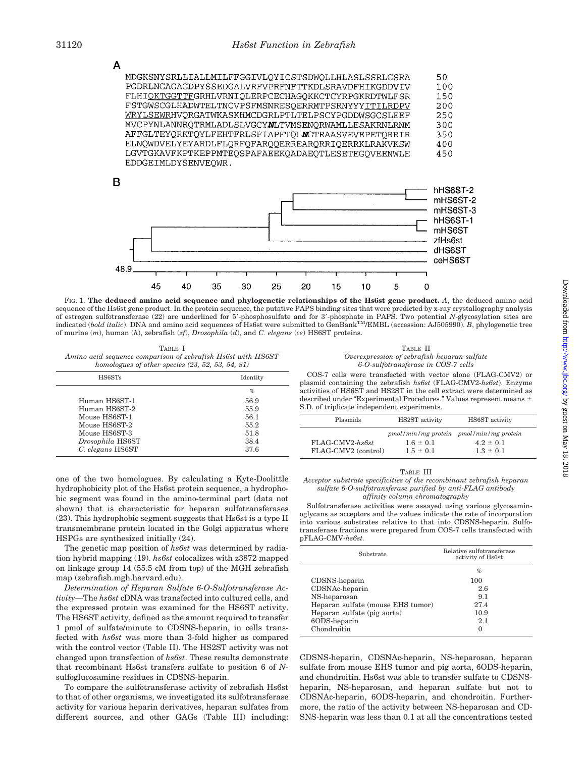**A**

```
MDGKSNYSRLLIALLMILFFGGIVLQYICSTSDWQLLHLASLSSRLGSRA    50
PGDRLNGAGAGDPYSSEDGALVRFVPRFNFTTKDLSRAVDFHIKGDDVIV   100
FLHIQKTGGTTFGRHLVRNIQLERPCECHAGQKKCTCYRPGKRDTWLFSR   150
FSTGWSCGLHADWTELTNCVPSFMSNRESQERRMTPSRNYYYITILRDPV   200
WRYLSEWRHVQRGATWKASKHMCDGRLPTLTELPSCYPGDDWSGCSLEEF   250
MVCPYNLANNRQTRMLADLSLVGCYNLTVMSENQRWAMLLESAKRNLRNM   300
AFFGLTEYQRKTQYLFEHTFRLSFIAPFTQLNGTRAASVEVEPETQRRIR   350
ELNQWDVELYEYARDLFLQRFQFARQQERREARQRRIQERRKLRAKVKSW   400
LGVTGKAVFKPTKEPPMTEQSPAFAEEKQADAEQTLESETEGQVEENWLE   450
EDDGEIMLDYSENVEQWR.
```

**B**

Phylogenetic tree: hHS6ST-2, mHS6ST-2, mHS6ST-3, hHS6ST-1, mHS6ST, zfHs6st, dHS6ST, ceHS6ST (scale 48.9 to 0)

FIG. 1. **The deduced amino acid sequence and phylogenetic relationships of the Hs6st gene product.** *A*, the deduced amino acid sequence of the Hs6st gene product. In the protein sequence, the putative PAPS binding sites that were predicted by x-ray crystallography analysis of estrogen sulfotransferase (22) are underlined for 5′-phosphosulfate and for 3′-phosphate in PAPS. Two potential *N*-glycosylation sites are indicated (*bold italic*). DNA and amino acid sequences of Hs6st were submitted to GenBank™/EMBL (accession: AJ505990). *B*, phylogenetic tree of murine (*m*), human (*h*), zebrafish (*zf*), *Drosophila* (*d*), and *C. elegans* (*ce*) HS6ST proteins.

TABLE I
*Amino acid sequence comparison of zebrafish Hs6st with HS6ST homologues of other species (23, 52, 53, 54, 81)*

| HS6STs | Identity |
|---|---|
| | % |
| Human HS6ST-1 | 56.9 |
| Human HS6ST-2 | 55.9 |
| Mouse HS6ST-1 | 56.1 |
| Mouse HS6ST-2 | 55.2 |
| Mouse HS6ST-3 | 51.8 |
| *Drosophila* HS6ST | 38.4 |
| *C. elegans* HS6ST | 37.6 |

one of the two homologues. By calculating a Kyte-Doolittle hydrophobicity plot of the Hs6st protein sequence, a hydrophobic segment was found in the amino-terminal part (data not shown) that is characteristic for heparan sulfotransferases (23). This hydrophobic segment suggests that Hs6st is a type II transmembrane protein located in the Golgi apparatus where HSPGs are synthesized initially (24).

The genetic map position of *hs6st* was determined by radiation hybrid mapping (19). *hs6st* colocalizes with z3872 mapped on linkage group 14 (55.5 cM from top) of the MGH zebrafish map (zebrafish.mgh.harvard.edu).

*Determination of Heparan Sulfate 6-O-Sulfotransferase Activity*—The *hs6st* cDNA was transfected into cultured cells, and the expressed protein was examined for the HS6ST activity. The HS6ST activity, defined as the amount required to transfer 1 pmol of sulfate/minute to CDSNS-heparin, in cells transfected with *hs6st* was more than 3-fold higher as compared with the control vector (Table II). The HS2ST activity was not changed upon transfection of *hs6st*. These results demonstrate that recombinant Hs6st transfers sulfate to position 6 of *N*-sulfoglucosamine residues in CDSNS-heparin.

To compare the sulfotransferase activity of zebrafish Hs6st to that of other organisms, we investigated its sulfotransferase activity for various heparin derivatives, heparan sulfates from different sources, and other GAGs (Table III) including: CDSNS-heparin, CDSNAc-heparin, NS-heparosan, heparan sulfate from mouse EHS tumor and pig aorta, 6ODS-heparin, and chondroitin. Hs6st was able to transfer sulfate to CDSNS-heparin, NS-heparosan, and heparan sulfate but not to CDSNAc-heparin, 6ODS-heparin, and chondroitin. Furthermore, the ratio of the activity between NS-heparosan and CDSNS-heparin was less than 0.1 at all the concentrations tested

TABLE II
*Overexpression of zebrafish heparan sulfate 6-O-sulfotransferase in COS-7 cells*

COS-7 cells were transfected with vector alone (FLAG-CMV2) or plasmid containing the zebrafish *hs6st* (FLAG-CMV2-*hs6st*). Enzyme activities of HS6ST and HS2ST in the cell extract were determined as described under "Experimental Procedures." Values represent means ± S.D. of triplicate independent experiments.

| Plasmids | HS2ST activity | HS6ST activity |
|---|---|---|
| | *pmol/min/mg protein* | *pmol/min/mg protein* |
| FLAG-CMV2-*hs6st* | 1.6 ± 0.1 | 4.2 ± 0.1 |
| FLAG-CMV2 (control) | 1.5 ± 0.1 | 1.3 ± 0.1 |

TABLE III
*Acceptor substrate specificities of the recombinant zebrafish heparan sulfate 6-O-sulfotransferase purified by anti-FLAG antibody affinity column chromatography*

Sulfotransferase activities were assayed using various glycosaminoglycans as acceptors and the values indicate the rate of incorporation into various substrates relative to that into CDSNS-heparin. Sulfotransferase fractions were prepared from COS-7 cells transfected with pFLAG-CMV-*hs6st*.

| Substrate | Relative sulfotransferase activity of Hs6st |
|---|---|
| | % |
| CDSNS-heparin | 100 |
| CDSNAc-heparin | 2.6 |
| NS-heparosan | 9.1 |
| Heparan sulfate (mouse EHS tumor) | 27.4 |
| Heparan sulfate (pig aorta) | 10.9 |
| 6ODS-heparin | 2.1 |
| Chondroitin | 0 |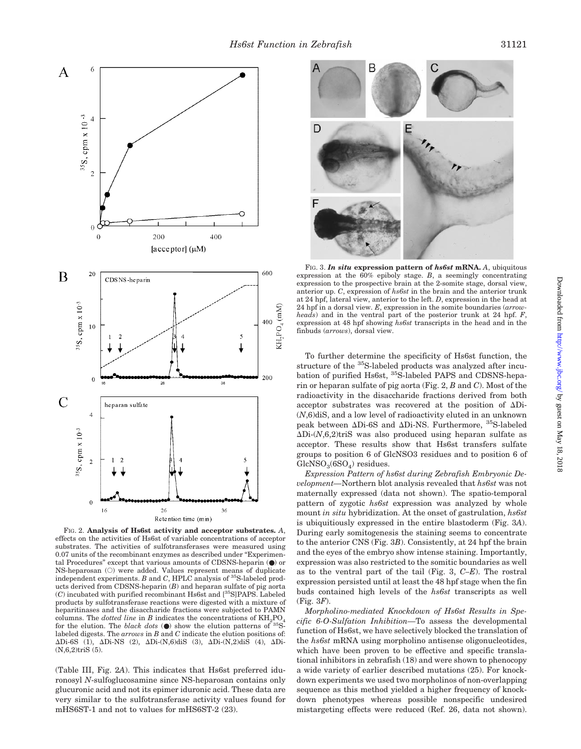FIG. 2. **Analysis of Hs6st activity and acceptor substrates.** *A*, effects on the activities of Hs6st of variable concentrations of acceptor substrates. The activities of sulfotransferases were measured using 0.07 units of the recombinant enzymes as described under "Experimental Procedures" except that various amounts of CDSNS-heparin (●) or NS-heparosan (○) were added. Values represent means of duplicate independent experiments. *B* and *C*, HPLC analysis of $^{35}$S-labeled products derived from CDSNS-heparin (*B*) and heparan sulfate of pig aorta (*C*) incubated with purified recombinant Hs6st and [$^{35}$S]PAPS. Labeled products by sulfotransferase reactions were digested with a mixture of heparitinases and the disaccharide fractions were subjected to PAMN columns. The *dotted line* in *B* indicates the concentrations of $KH_2PO_4$ for the elution. The *black dots* (●) show the elution patterns of $^{35}$S-labeled digests. The *arrows* in *B* and *C* indicate the elution positions of: ΔDi-6S (1), ΔDi-NS (2), ΔDi-(N,6)diS (3), ΔDi-(N,2)diS (4), ΔDi-(N,6,2)triS (5).

(Table III, Fig. 2*A*). This indicates that Hs6st preferred iduronosyl *N*-sulfoglucosamine since NS-heparosan contains only glucuronic acid and not its epimer iduronic acid. These data are very similar to the sulfotransferase activity values found for mHS6ST-1 and not to values for mHS6ST-2 (23).

FIG. 3. ***In situ* expression pattern of *hs6st* mRNA.** *A*, ubiquitous expression at the 60% epiboly stage. *B*, a seemingly concentrating expression to the prospective brain at the 2-somite stage, dorsal view, anterior up. *C*, expression of *hs6st* in the brain and the anterior trunk at 24 hpf, lateral view, anterior to the left. *D*, expression in the head at 24 hpf in a dorsal view. *E*, expression in the somite boundaries (*arrowheads*) and in the ventral part of the posterior trunk at 24 hpf. *F*, expression at 48 hpf showing *hs6st* transcripts in the head and in the finbuds (*arrows*), dorsal view.

To further determine the specificity of Hs6st function, the structure of the $^{35}$S-labeled products was analyzed after incubation of purified Hs6st, $^{35}$S-labeled PAPS and CDSNS-heparin or heparan sulfate of pig aorta (Fig. 2, *B* and *C*). Most of the radioactivity in the disaccharide fractions derived from both acceptor substrates was recovered at the position of ΔDi-(*N*,6)diS, and a low level of radioactivity eluted in an unknown peak between ΔDi-6S and ΔDi-NS. Furthermore, $^{35}$S-labeled ΔDi-(*N*,6,2)triS was also produced using heparan sulfate as acceptor. These results show that Hs6st transfers sulfate groups to position 6 of GlcNSO3 residues and to position 6 of $GlcNSO_3(6SO_4)$ residues.

*Expression Pattern of hs6st during Zebrafish Embryonic Development*—Northern blot analysis revealed that *hs6st* was not maternally expressed (data not shown). The spatio-temporal pattern of zygotic *hs6st* expression was analyzed by whole mount *in situ* hybridization. At the onset of gastrulation, *hs6st* is ubiquitiously expressed in the entire blastoderm (Fig. 3*A*). During early somitogenesis the staining seems to concentrate to the anterior CNS (Fig. 3*B*). Consistently, at 24 hpf the brain and the eyes of the embryo show intense staining. Importantly, expression was also restricted to the somitic boundaries as well as to the ventral part of the tail (Fig. 3, *C–E*). The rostral expression persisted until at least the 48 hpf stage when the fin buds contained high levels of the *hs6st* transcripts as well (Fig. 3*F*).

*Morpholino-mediated Knockdown of Hs6st Results in Specific 6-O-Sulfation Inhibition*—To assess the developmental function of Hs6st, we have selectively blocked the translation of the *hs6st* mRNA using morpholino antisense oligonucleotides, which have been proven to be effective and specific translational inhibitors in zebrafish (18) and were shown to phenocopy a wide variety of earlier described mutations (25). For knockdown experiments we used two morpholinos of non-overlapping sequence as this method yielded a higher frequency of knockdown phenotypes whereas possible nonspecific undesired mistargeting effects were reduced (Ref. 26, data not shown).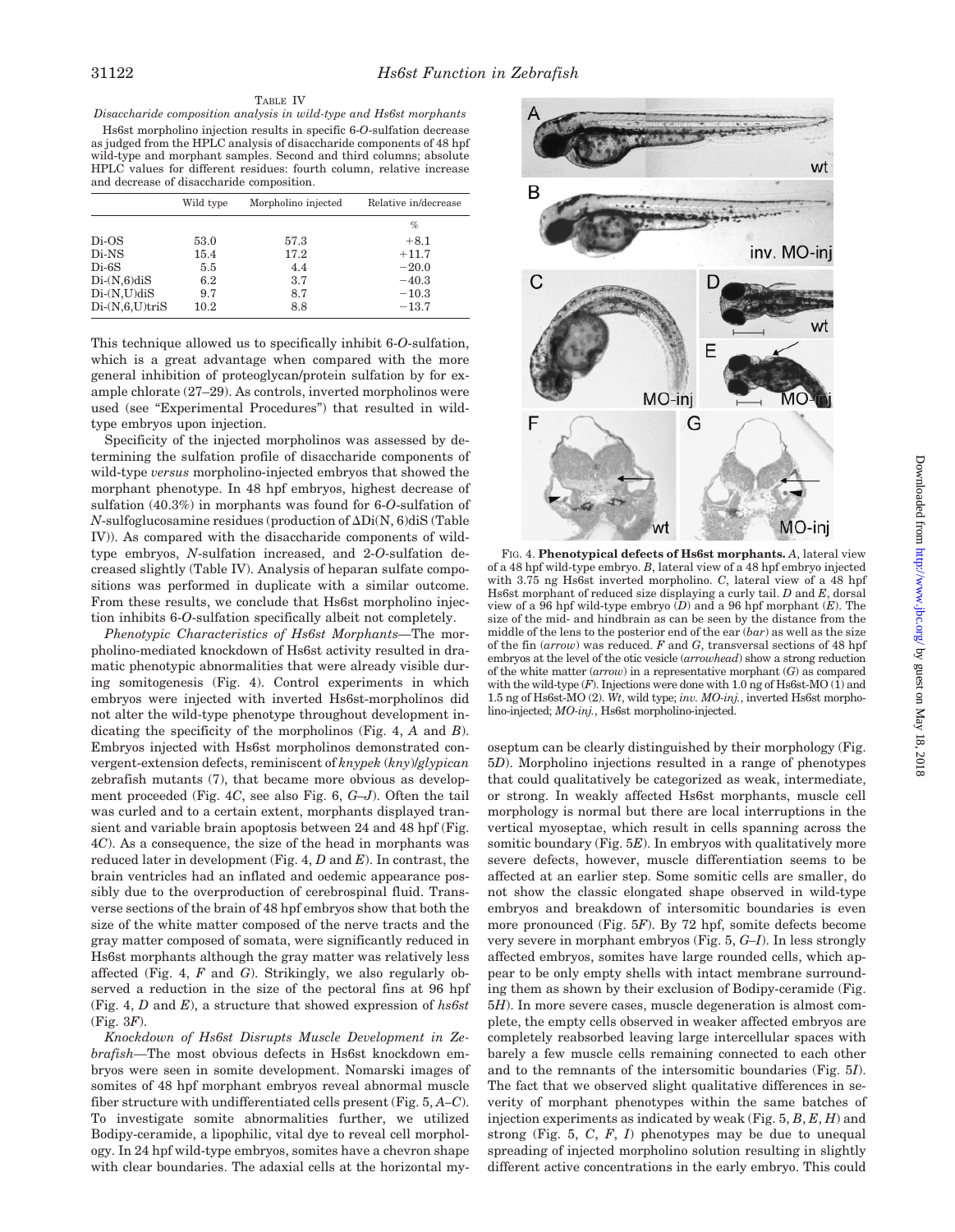TABLE IV

*Disaccharide composition analysis in wild-type and Hs6st morphants*

Hs6st morpholino injection results in specific 6-*O*-sulfation decrease as judged from the HPLC analysis of disaccharide components of 48 hpf wild-type and morphant samples. Second and third columns; absolute HPLC values for different residues: fourth column, relative increase and decrease of disaccharide composition.

| | Wild type | Morpholino injected | Relative in/decrease |
|---|---|---|---|
| | | | % |
| Di-OS | 53.0 | 57.3 | +8.1 |
| Di-NS | 15.4 | 17.2 | +11.7 |
| Di-6S | 5.5 | 4.4 | −20.0 |
| Di-(N,6)diS | 6.2 | 3.7 | −40.3 |
| Di-(N,U)diS | 9.7 | 8.7 | −10.3 |
| Di-(N,6,U)triS | 10.2 | 8.8 | −13.7 |

This technique allowed us to specifically inhibit 6-*O*-sulfation, which is a great advantage when compared with the more general inhibition of proteoglycan/protein sulfation by for example chlorate (27–29). As controls, inverted morpholinos were used (see "Experimental Procedures") that resulted in wild-type embryos upon injection.

Specificity of the injected morpholinos was assessed by determining the sulfation profile of disaccharide components of wild-type *versus* morpholino-injected embryos that showed the morphant phenotype. In 48 hpf embryos, highest decrease of sulfation (40.3%) in morphants was found for 6-*O*-sulfation of *N*-sulfoglucosamine residues (production of ΔDi(N, 6)diS (Table IV)). As compared with the disaccharide components of wild-type embryos, *N*-sulfation increased, and 2-*O*-sulfation decreased slightly (Table IV). Analysis of heparan sulfate compositions was performed in duplicate with a similar outcome. From these results, we conclude that Hs6st morpholino injection inhibits 6-*O*-sulfation specifically albeit not completely.

*Phenotypic Characteristics of Hs6st Morphants—*The morpholino-mediated knockdown of Hs6st activity resulted in dramatic phenotypic abnormalities that were already visible during somitogenesis (Fig. 4). Control experiments in which embryos were injected with inverted Hs6st-morpholinos did not alter the wild-type phenotype throughout development indicating the specificity of the morpholinos (Fig. 4, *A* and *B*). Embryos injected with Hs6st morpholinos demonstrated convergent-extension defects, reminiscent of *knypek* (*kny*)/*glypican* zebrafish mutants (7), that became more obvious as development proceeded (Fig. 4*C*, see also Fig. 6, *G–J*). Often the tail was curled and to a certain extent, morphants displayed transient and variable brain apoptosis between 24 and 48 hpf (Fig. 4*C*). As a consequence, the size of the head in morphants was reduced later in development (Fig. 4, *D* and *E*). In contrast, the brain ventricles had an inflated and oedemic appearance possibly due to the overproduction of cerebrospinal fluid. Transverse sections of the brain of 48 hpf embryos show that both the size of the white matter composed of the nerve tracts and the gray matter composed of somata, were significantly reduced in Hs6st morphants although the gray matter was relatively less affected (Fig. 4, *F* and *G*). Strikingly, we also regularly observed a reduction in the size of the pectoral fins at 96 hpf (Fig. 4, *D* and *E*), a structure that showed expression of *hs6st* (Fig. 3*F*).

*Knockdown of Hs6st Disrupts Muscle Development in Zebrafish—*The most obvious defects in Hs6st knockdown embryos were seen in somite development. Nomarski images of somites of 48 hpf morphant embryos reveal abnormal muscle fiber structure with undifferentiated cells present (Fig. 5, *A–C*). To investigate somite abnormalities further, we utilized Bodipy-ceramide, a lipophilic, vital dye to reveal cell morphology. In 24 hpf wild-type embryos, somites have a chevron shape with clear boundaries. The adaxial cells at the horizontal myoseptum can be clearly distinguished by their morphology (Fig. 5*D*). Morpholino injections resulted in a range of phenotypes that could qualitatively be categorized as weak, intermediate, or strong. In weakly affected Hs6st morphants, muscle cell morphology is normal but there are local interruptions in the vertical myoseptae, which result in cells spanning across the somitic boundary (Fig. 5*E*). In embryos with qualitatively more severe defects, however, muscle differentiation seems to be affected at an earlier step. Some somitic cells are smaller, do not show the classic elongated shape observed in wild-type embryos and breakdown of intersomitic boundaries is even more pronounced (Fig. 5*F*). By 72 hpf, somite defects become very severe in morphant embryos (Fig. 5, *G–I*). In less strongly affected embryos, somites have large rounded cells, which appear to be only empty shells with intact membrane surrounding them as shown by their exclusion of Bodipy-ceramide (Fig. 5*H*). In more severe cases, muscle degeneration is almost complete, the empty cells observed in weaker affected embryos are completely reabsorbed leaving large intercellular spaces with barely a few muscle cells remaining connected to each other and to the remnants of the intersomitic boundaries (Fig. 5*I*). The fact that we observed slight qualitative differences in severity of morphant phenotypes within the same batches of injection experiments as indicated by weak (Fig. 5, *B*, *E*, *H*) and strong (Fig. 5, *C*, *F*, *I*) phenotypes may be due to unequal spreading of injected morpholino solution resulting in slightly different active concentrations in the early embryo. This could

FIG. 4. **Phenotypical defects of Hs6st morphants.** *A*, lateral view of a 48 hpf wild-type embryo. *B*, lateral view of a 48 hpf embryo injected with 3.75 ng Hs6st inverted morpholino. *C*, lateral view of a 48 hpf Hs6st morphant of reduced size displaying a curly tail. *D* and *E*, dorsal view of a 96 hpf wild-type embryo (*D*) and a 96 hpf morphant (*E*). The size of the mid- and hindbrain as can be seen by the distance from the middle of the lens to the posterior end of the ear (*bar*) as well as the size of the fin (*arrow*) was reduced. *F* and *G*, transversal sections of 48 hpf embryos at the level of the otic vesicle (*arrowhead*) show a strong reduction of the white matter (*arrow*) in a representative morphant (*G*) as compared with the wild-type (*F*). Injections were done with 1.0 ng of Hs6st-MO (1) and 1.5 ng of Hs6st-MO (2). *Wt*, wild type; *inv. MO-inj.*, inverted Hs6st morpholino-injected; *MO-inj.*, Hs6st morpholino-injected.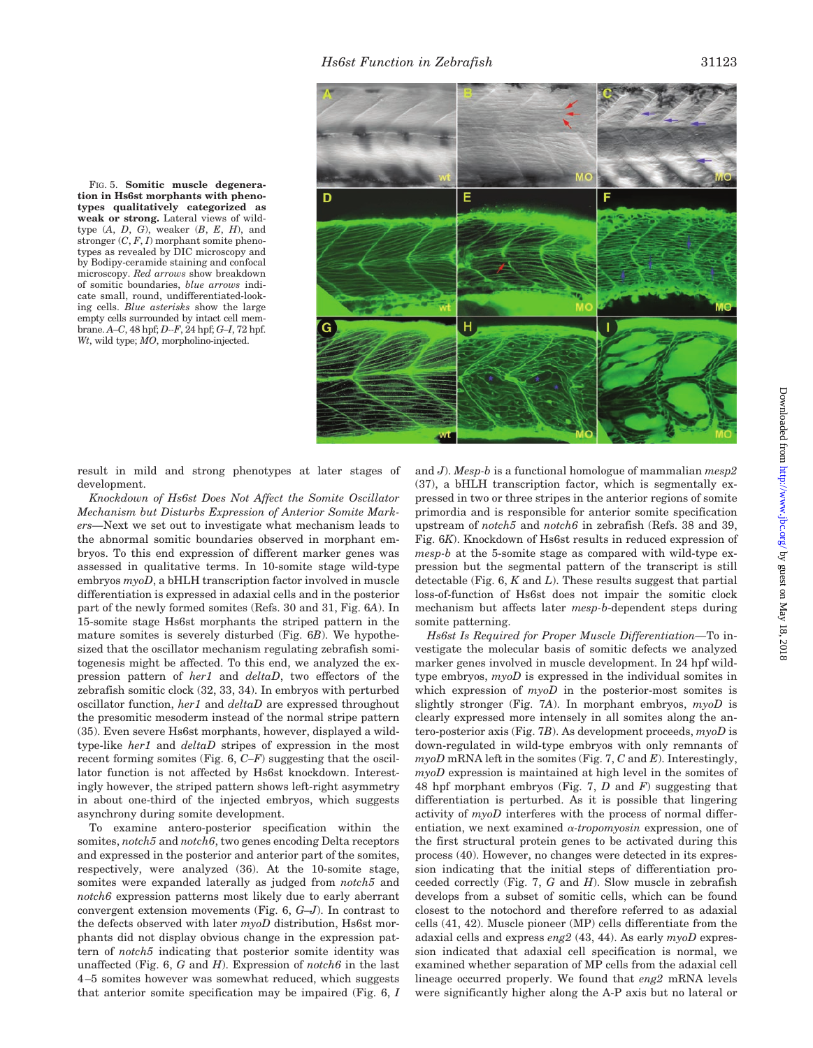FIG. 5. **Somitic muscle degeneration in Hs6st morphants with phenotypes qualitatively categorized as weak or strong.** Lateral views of wild-type (*A*, *D*, *G*), weaker (*B*, *E*, *H*), and stronger (*C*, *F*, *I*) morphant somite phenotypes as revealed by DIC microscopy and by Bodipy-ceramide staining and confocal microscopy. *Red arrows* show breakdown of somitic boundaries, *blue arrows* indicate small, round, undifferentiated-looking cells. *Blue asterisks* show the large empty cells surrounded by intact cell membrane. *A–C*, 48 hpf; *D–F*, 24 hpf; *G–I*, 72 hpf. *Wt*, wild type; *MO*, morpholino-injected.

result in mild and strong phenotypes at later stages of development.

*Knockdown of Hs6st Does Not Affect the Somite Oscillator Mechanism but Disturbs Expression of Anterior Somite Markers*—Next we set out to investigate what mechanism leads to the abnormal somitic boundaries observed in morphant embryos. To this end expression of different marker genes was assessed in qualitative terms. In 10-somite stage wild-type embryos *myoD*, a bHLH transcription factor involved in muscle differentiation is expressed in adaxial cells and in the posterior part of the newly formed somites (Refs. 30 and 31, Fig. 6*A*). In 15-somite stage Hs6st morphants the striped pattern in the mature somites is severely disturbed (Fig. 6*B*). We hypothesized that the oscillator mechanism regulating zebrafish somitogenesis might be affected. To this end, we analyzed the expression pattern of *her1* and *deltaD*, two effectors of the zebrafish somitic clock (32, 33, 34). In embryos with perturbed oscillator function, *her1* and *deltaD* are expressed throughout the presomitic mesoderm instead of the normal stripe pattern (35). Even severe Hs6st morphants, however, displayed a wild-type-like *her1* and *deltaD* stripes of expression in the most recent forming somites (Fig. 6, *C–F*) suggesting that the oscillator function is not affected by Hs6st knockdown. Interestingly however, the striped pattern shows left-right asymmetry in about one-third of the injected embryos, which suggests asynchrony during somite development.

To examine antero-posterior specification within the somites, *notch5* and *notch6*, two genes encoding Delta receptors and expressed in the posterior and anterior part of the somites, respectively, were analyzed (36). At the 10-somite stage, somites were expanded laterally as judged from *notch5* and *notch6* expression patterns most likely due to early aberrant convergent extension movements (Fig. 6, *G–J*). In contrast to the defects observed with later *myoD* distribution, Hs6st morphants did not display obvious change in the expression pattern of *notch5* indicating that posterior somite identity was unaffected (Fig. 6, *G* and *H*). Expression of *notch6* in the last 4–5 somites however was somewhat reduced, which suggests that anterior somite specification may be impaired (Fig. 6, *I* and *J*). *Mesp-b* is a functional homologue of mammalian *mesp2* (37), a bHLH transcription factor, which is segmentally expressed in two or three stripes in the anterior regions of somite primordia and is responsible for anterior somite specification upstream of *notch5* and *notch6* in zebrafish (Refs. 38 and 39, Fig. 6*K*). Knockdown of Hs6st results in reduced expression of *mesp-b* at the 5-somite stage as compared with wild-type expression but the segmental pattern of the transcript is still detectable (Fig. 6, *K* and *L*). These results suggest that partial loss-of-function of Hs6st does not impair the somitic clock mechanism but affects later *mesp-b*-dependent steps during somite patterning.

*Hs6st Is Required for Proper Muscle Differentiation*—To investigate the molecular basis of somitic defects we analyzed marker genes involved in muscle development. In 24 hpf wild-type embryos, *myoD* is expressed in the individual somites in which expression of *myoD* in the posterior-most somites is slightly stronger (Fig. 7*A*). In morphant embryos, *myoD* is clearly expressed more intensely in all somites along the antero-posterior axis (Fig. 7*B*). As development proceeds, *myoD* is down-regulated in wild-type embryos with only remnants of *myoD* mRNA left in the somites (Fig. 7, *C* and *E*). Interestingly, *myoD* expression is maintained at high level in the somites of 48 hpf morphant embryos (Fig. 7, *D* and *F*) suggesting that differentiation is perturbed. As it is possible that lingering activity of *myoD* interferes with the process of normal differentiation, we next examined $\alpha$-*tropomyosin* expression, one of the first structural protein genes to be activated during this process (40). However, no changes were detected in its expression indicating that the initial steps of differentiation proceeded correctly (Fig. 7, *G* and *H*). Slow muscle in zebrafish develops from a subset of somitic cells, which can be found closest to the notochord and therefore referred to as adaxial cells (41, 42). Muscle pioneer (MP) cells differentiate from the adaxial cells and express *eng2* (43, 44). As early *myoD* expression indicated that adaxial cell specification is normal, we examined whether separation of MP cells from the adaxial cell lineage occurred properly. We found that *eng2* mRNA levels were significantly higher along the A-P axis but no lateral or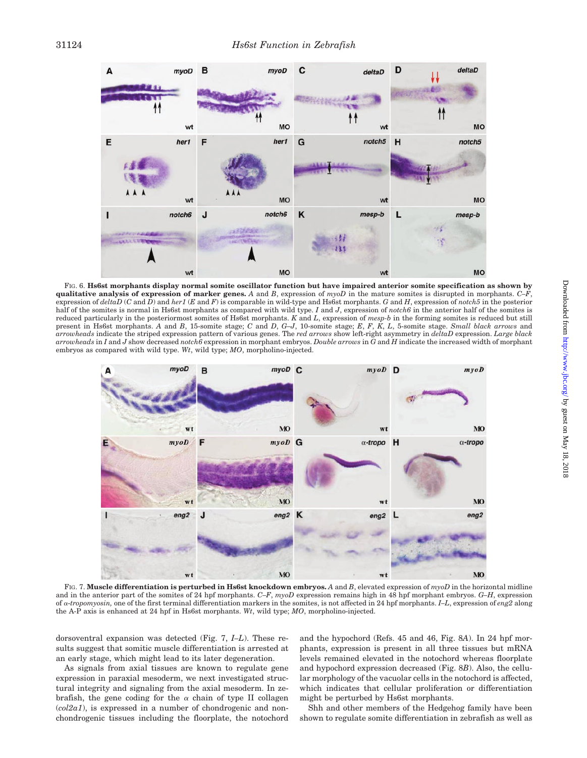**FIG. 6. Hs6st morphants display normal somite oscillator function but have impaired anterior somite specification as shown by qualitative analysis of expression of marker genes.** *A* and *B*, expression of *myoD* in the mature somites is disrupted in morphants. *C–F*, expression of *deltaD* (*C* and *D*) and *her1* (*E* and *F*) is comparable in wild-type and Hs6st morphants. *G* and *H*, expression of *notch5* in the posterior half of the somites is normal in Hs6st morphants as compared with wild type. *I* and *J*, expression of *notch6* in the anterior half of the somites is reduced particularly in the posteriormost somites of Hs6st morphants. *K* and *L*, expression of *mesp-b* in the forming somites is reduced but still present in Hs6st morphants. *A* and *B*, 15-somite stage; *C* and *D*, *G–J*, 10-somite stage; *E*, *F*, *K*, *L*, 5-somite stage. *Small black arrows* and *arrowheads* indicate the striped expression pattern of various genes. The *red arrows* show left-right asymmetry in *deltaD* expression. *Large black arrowheads* in *I* and *J* show decreased *notch6* expression in morphant embryos. *Double arrows* in *G* and *H* indicate the increased width of morphant embryos as compared with wild type. *Wt*, wild type; *MO*, morpholino-injected.

**FIG. 7. Muscle differentiation is perturbed in Hs6st knockdown embryos.** *A* and *B*, elevated expression of *myoD* in the horizontal midline and in the anterior part of the somites of 24 hpf morphants. *C–F*, *myoD* expression remains high in 48 hpf morphant embryos. *G–H*, expression of *α-tropomyosin,* one of the first terminal differentiation markers in the somites, is not affected in 24 hpf morphants. *I–L*, expression of *eng2* along the A-P axis is enhanced at 24 hpf in Hs6st morphants. *Wt*, wild type; *MO*, morpholino-injected.

dorsoventral expansion was detected (Fig. 7, *I–L*). These results suggest that somitic muscle differentiation is arrested at an early stage, which might lead to its later degeneration.

As signals from axial tissues are known to regulate gene expression in paraxial mesoderm, we next investigated structural integrity and signaling from the axial mesoderm. In zebrafish, the gene coding for the α chain of type II collagen (*col2a1*), is expressed in a number of chondrogenic and non-chondrogenic tissues including the floorplate, the notochord and the hypochord (Refs. 45 and 46, Fig. 8*A*). In 24 hpf morphants, expression is present in all three tissues but mRNA levels remained elevated in the notochord whereas floorplate and hypochord expression decreased (Fig. 8*B*). Also, the cellular morphology of the vacuolar cells in the notochord is affected, which indicates that cellular proliferation or differentiation might be perturbed by Hs6st morphants.

Shh and other members of the Hedgehog family have been shown to regulate somite differentiation in zebrafish as well as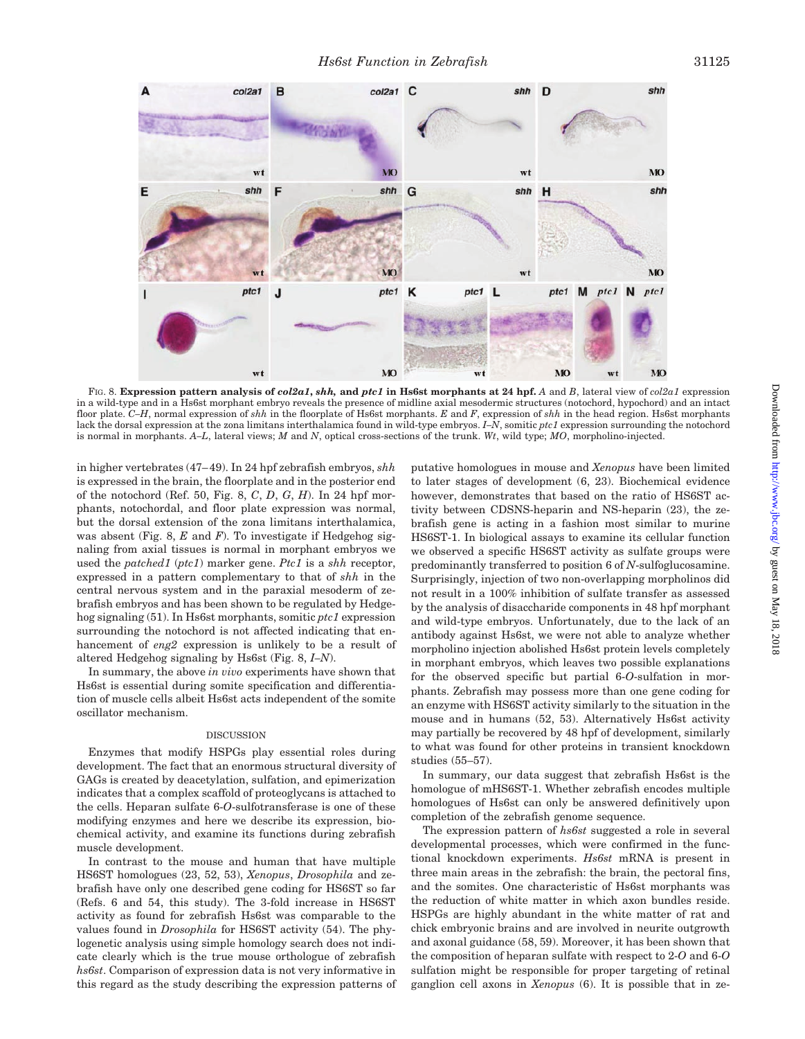FIG. 8. **Expression pattern analysis of *col2a1*, *shh*, and *ptc1* in Hs6st morphants at 24 hpf.** *A* and *B*, lateral view of *col2a1* expression in a wild-type and in a Hs6st morphant embryo reveals the presence of midline axial mesodermic structures (notochord, hypochord) and an intact floor plate. *C–H*, normal expression of *shh* in the floorplate of Hs6st morphants. *E* and *F*, expression of *shh* in the head region. Hs6st morphants lack the dorsal expression at the zona limitans interthalamica found in wild-type embryos. *I–N*, somitic *ptc1* expression surrounding the notochord is normal in morphants. *A–L*, lateral views; *M* and *N*, optical cross-sections of the trunk. *Wt*, wild type; *MO*, morpholino-injected.

in higher vertebrates (47–49). In 24 hpf zebrafish embryos, *shh* is expressed in the brain, the floorplate and in the posterior end of the notochord (Ref. 50, Fig. 8, *C*, *D*, *G*, *H*). In 24 hpf morphants, notochordal, and floor plate expression was normal, but the dorsal extension of the zona limitans interthalamica, was absent (Fig. 8, *E* and *F*). To investigate if Hedgehog signaling from axial tissues is normal in morphant embryos we used the *patched1* (*ptc1*) marker gene. *Ptc1* is a *shh* receptor, expressed in a pattern complementary to that of *shh* in the central nervous system and in the paraxial mesoderm of zebrafish embryos and has been shown to be regulated by Hedgehog signaling (51). In Hs6st morphants, somitic *ptc1* expression surrounding the notochord is not affected indicating that enhancement of *eng2* expression is unlikely to be a result of altered Hedgehog signaling by Hs6st (Fig. 8, *I–N*).

In summary, the above *in vivo* experiments have shown that Hs6st is essential during somite specification and differentiation of muscle cells albeit Hs6st acts independent of the somite oscillator mechanism.

## DISCUSSION

Enzymes that modify HSPGs play essential roles during development. The fact that an enormous structural diversity of GAGs is created by deacetylation, sulfation, and epimerization indicates that a complex scaffold of proteoglycans is attached to the cells. Heparan sulfate 6-*O*-sulfotransferase is one of these modifying enzymes and here we describe its expression, biochemical activity, and examine its functions during zebrafish muscle development.

In contrast to the mouse and human that have multiple HS6ST homologues (23, 52, 53), *Xenopus*, *Drosophila* and zebrafish have only one described gene coding for HS6ST so far (Refs. 6 and 54, this study). The 3-fold increase in HS6ST activity as found for zebrafish Hs6st was comparable to the values found in *Drosophila* for HS6ST activity (54). The phylogenetic analysis using simple homology search does not indicate clearly which is the true mouse orthologue of zebrafish *hs6st*. Comparison of expression data is not very informative in this regard as the study describing the expression patterns of putative homologues in mouse and *Xenopus* have been limited to later stages of development (6, 23). Biochemical evidence however, demonstrates that based on the ratio of HS6ST activity between CDSNS-heparin and NS-heparin (23), the zebrafish gene is acting in a fashion most similar to murine HS6ST-1. In biological assays to examine its cellular function we observed a specific HS6ST activity as sulfate groups were predominantly transferred to position 6 of *N*-sulfoglucosamine. Surprisingly, injection of two non-overlapping morpholinos did not result in a 100% inhibition of sulfate transfer as assessed by the analysis of disaccharide components in 48 hpf morphant and wild-type embryos. Unfortunately, due to the lack of an antibody against Hs6st, we were not able to analyze whether morpholino injection abolished Hs6st protein levels completely in morphant embryos, which leaves two possible explanations for the observed specific but partial 6-*O*-sulfation in morphants. Zebrafish may possess more than one gene coding for an enzyme with HS6ST activity similarly to the situation in the mouse and in humans (52, 53). Alternatively Hs6st activity may partially be recovered by 48 hpf of development, similarly to what was found for other proteins in transient knockdown studies (55–57).

In summary, our data suggest that zebrafish Hs6st is the homologue of mHS6ST-1. Whether zebrafish encodes multiple homologues of Hs6st can only be answered definitively upon completion of the zebrafish genome sequence.

The expression pattern of *hs6st* suggested a role in several developmental processes, which were confirmed in the functional knockdown experiments. *Hs6st* mRNA is present in three main areas in the zebrafish: the brain, the pectoral fins, and the somites. One characteristic of Hs6st morphants was the reduction of white matter in which axon bundles reside. HSPGs are highly abundant in the white matter of rat and chick embryonic brains and are involved in neurite outgrowth and axonal guidance (58, 59). Moreover, it has been shown that the composition of heparan sulfate with respect to 2-*O* and 6-*O* sulfation might be responsible for proper targeting of retinal ganglion cell axons in *Xenopus* (6). It is possible that in ze-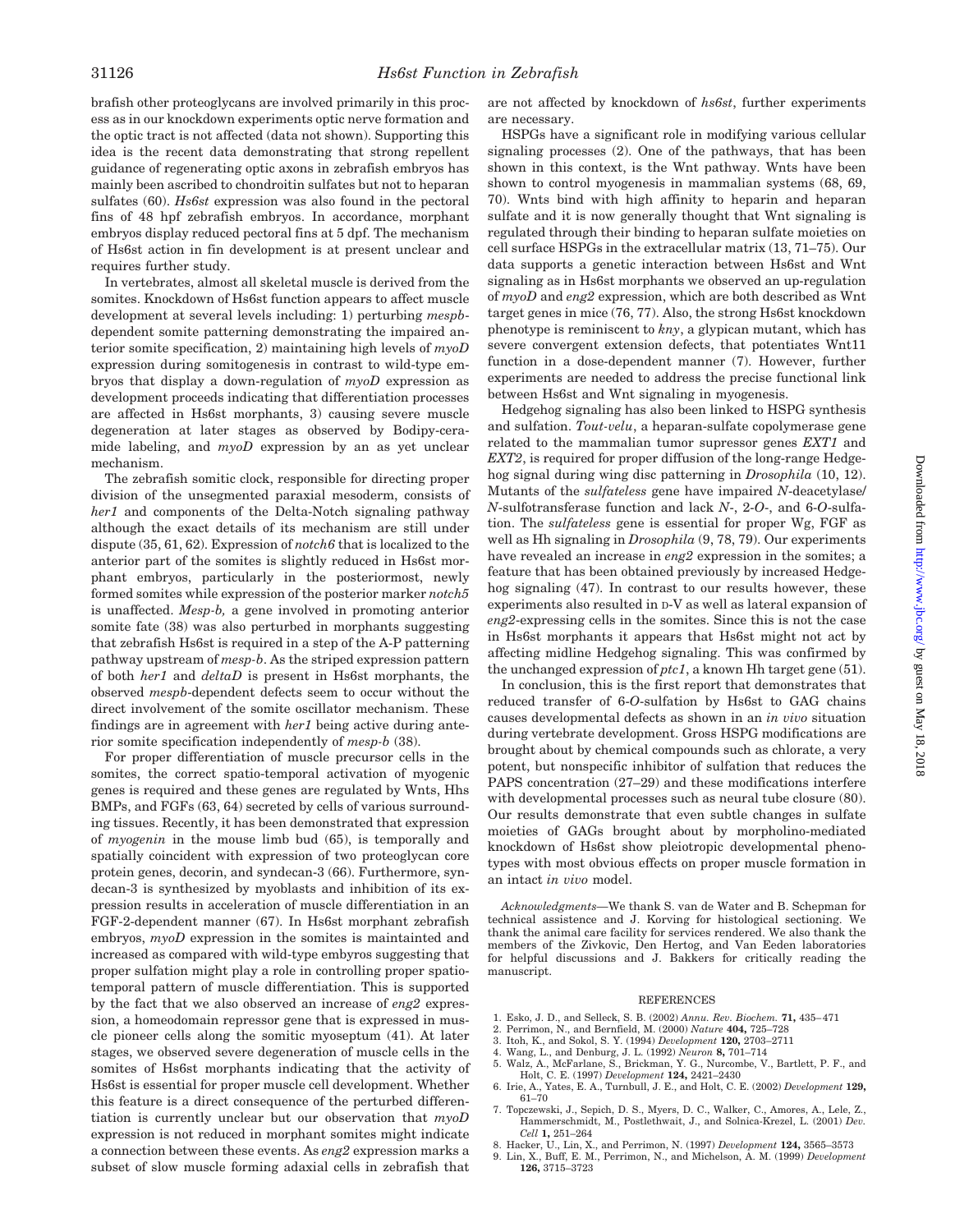brafish other proteoglycans are involved primarily in this process as in our knockdown experiments optic nerve formation and the optic tract is not affected (data not shown). Supporting this idea is the recent data demonstrating that strong repellent guidance of regenerating optic axons in zebrafish embryos has mainly been ascribed to chondroitin sulfates but not to heparan sulfates (60). *Hs6st* expression was also found in the pectoral fins of 48 hpf zebrafish embryos. In accordance, morphant embryos display reduced pectoral fins at 5 dpf. The mechanism of Hs6st action in fin development is at present unclear and requires further study.

In vertebrates, almost all skeletal muscle is derived from the somites. Knockdown of Hs6st function appears to affect muscle development at several levels including: 1) perturbing *mespb*-dependent somite patterning demonstrating the impaired anterior somite specification, 2) maintaining high levels of *myoD* expression during somitogenesis in contrast to wild-type embryos that display a down-regulation of *myoD* expression as development proceeds indicating that differentiation processes are affected in Hs6st morphants, 3) causing severe muscle degeneration at later stages as observed by Bodipy-ceramide labeling, and *myoD* expression by an as yet unclear mechanism.

The zebrafish somitic clock, responsible for directing proper division of the unsegmented paraxial mesoderm, consists of *her1* and components of the Delta-Notch signaling pathway although the exact details of its mechanism are still under dispute (35, 61, 62). Expression of *notch6* that is localized to the anterior part of the somites is slightly reduced in Hs6st morphant embryos, particularly in the posteriormost, newly formed somites while expression of the posterior marker *notch5* is unaffected. *Mesp-b,* a gene involved in promoting anterior somite fate (38) was also perturbed in morphants suggesting that zebrafish Hs6st is required in a step of the A-P patterning pathway upstream of *mesp-b*. As the striped expression pattern of both *her1* and *deltaD* is present in Hs6st morphants, the observed *mespb*-dependent defects seem to occur without the direct involvement of the somite oscillator mechanism. These findings are in agreement with *her1* being active during anterior somite specification independently of *mesp-b* (38).

For proper differentiation of muscle precursor cells in the somites, the correct spatio-temporal activation of myogenic genes is required and these genes are regulated by Wnts, Hhs BMPs, and FGFs (63, 64) secreted by cells of various surrounding tissues. Recently, it has been demonstrated that expression of *myogenin* in the mouse limb bud (65), is temporally and spatially coincident with expression of two proteoglycan core protein genes, decorin, and syndecan-3 (66). Furthermore, syndecan-3 is synthesized by myoblasts and inhibition of its expression results in acceleration of muscle differentiation in an FGF-2-dependent manner (67). In Hs6st morphant zebrafish embryos, *myoD* expression in the somites is maintainted and increased as compared with wild-type embyros suggesting that proper sulfation might play a role in controlling proper spatio-temporal pattern of muscle differentiation. This is supported by the fact that we also observed an increase of *eng2* expression, a homeodomain repressor gene that is expressed in muscle pioneer cells along the somitic myoseptum (41). At later stages, we observed severe degeneration of muscle cells in the somites of Hs6st morphants indicating that the activity of Hs6st is essential for proper muscle cell development. Whether this feature is a direct consequence of the perturbed differentiation is currently unclear but our observation that *myoD* expression is not reduced in morphant somites might indicate a connection between these events. As *eng2* expression marks a subset of slow muscle forming adaxial cells in zebrafish that are not affected by knockdown of *hs6st*, further experiments are necessary.

HSPGs have a significant role in modifying various cellular signaling processes (2). One of the pathways, that has been shown in this context, is the Wnt pathway. Wnts have been shown to control myogenesis in mammalian systems (68, 69, 70). Wnts bind with high affinity to heparin and heparan sulfate and it is now generally thought that Wnt signaling is regulated through their binding to heparan sulfate moieties on cell surface HSPGs in the extracellular matrix (13, 71–75). Our data supports a genetic interaction between Hs6st and Wnt signaling as in Hs6st morphants we observed an up-regulation of *myoD* and *eng2* expression, which are both described as Wnt target genes in mice (76, 77). Also, the strong Hs6st knockdown phenotype is reminiscent to *kny*, a glypican mutant, which has severe convergent extension defects, that potentiates Wnt11 function in a dose-dependent manner (7). However, further experiments are needed to address the precise functional link between Hs6st and Wnt signaling in myogenesis.

Hedgehog signaling has also been linked to HSPG synthesis and sulfation. *Tout-velu*, a heparan-sulfate copolymerase gene related to the mammalian tumor supressor genes *EXT1* and *EXT2*, is required for proper diffusion of the long-range Hedgehog signal during wing disc patterning in *Drosophila* (10, 12). Mutants of the *sulfateless* gene have impaired *N*-deacetylase/*N*-sulfotransferase function and lack *N*-, 2-*O*-, and 6-*O*-sulfation. The *sulfateless* gene is essential for proper Wg, FGF as well as Hh signaling in *Drosophila* (9, 78, 79). Our experiments have revealed an increase in *eng2* expression in the somites; a feature that has been obtained previously by increased Hedgehog signaling (47). In contrast to our results however, these experiments also resulted in D-V as well as lateral expansion of *eng2*-expressing cells in the somites. Since this is not the case in Hs6st morphants it appears that Hs6st might not act by affecting midline Hedgehog signaling. This was confirmed by the unchanged expression of *ptc1*, a known Hh target gene (51).

In conclusion, this is the first report that demonstrates that reduced transfer of 6-*O*-sulfation by Hs6st to GAG chains causes developmental defects as shown in an *in vivo* situation during vertebrate development. Gross HSPG modifications are brought about by chemical compounds such as chlorate, a very potent, but nonspecific inhibitor of sulfation that reduces the PAPS concentration (27–29) and these modifications interfere with developmental processes such as neural tube closure (80). Our results demonstrate that even subtle changes in sulfate moieties of GAGs brought about by morpholino-mediated knockdown of Hs6st show pleiotropic developmental phenotypes with most obvious effects on proper muscle formation in an intact *in vivo* model.

*Acknowledgments*—We thank S. van de Water and B. Schepman for technical assistence and J. Korving for histological sectioning. We thank the animal care facility for services rendered. We also thank the members of the Zivkovic, Den Hertog, and Van Eeden laboratories for helpful discussions and J. Bakkers for critically reading the manuscript.

## REFERENCES

1. Esko, J. D., and Selleck, S. B. (2002) *Annu. Rev. Biochem.* **71,** 435–471
2. Perrimon, N., and Bernfield, M. (2000) *Nature* **404,** 725–728
3. Itoh, K., and Sokol, S. Y. (1994) *Development* **120,** 2703–2711
4. Wang, L., and Denburg, J. L. (1992) *Neuron* **8,** 701–714
5. Walz, A., McFarlane, S., Brickman, Y. G., Nurcombe, V., Bartlett, P. F., and Holt, C. E. (1997) *Development* **124,** 2421–2430
6. Irie, A., Yates, E. A., Turnbull, J. E., and Holt, C. E. (2002) *Development* **129,** 61–70
7. Topczewski, J., Sepich, D. S., Myers, D. C., Walker, C., Amores, A., Lele, Z., Hammerschmidt, M., Postlethwait, J., and Solnica-Krezel, L. (2001) *Dev. Cell* **1,** 251–264
8. Hacker, U., Lin, X., and Perrimon, N. (1997) *Development* **124,** 3565–3573
9. Lin, X., Buff, E. M., Perrimon, N., and Michelson, A. M. (1999) *Development* **126,** 3715–3723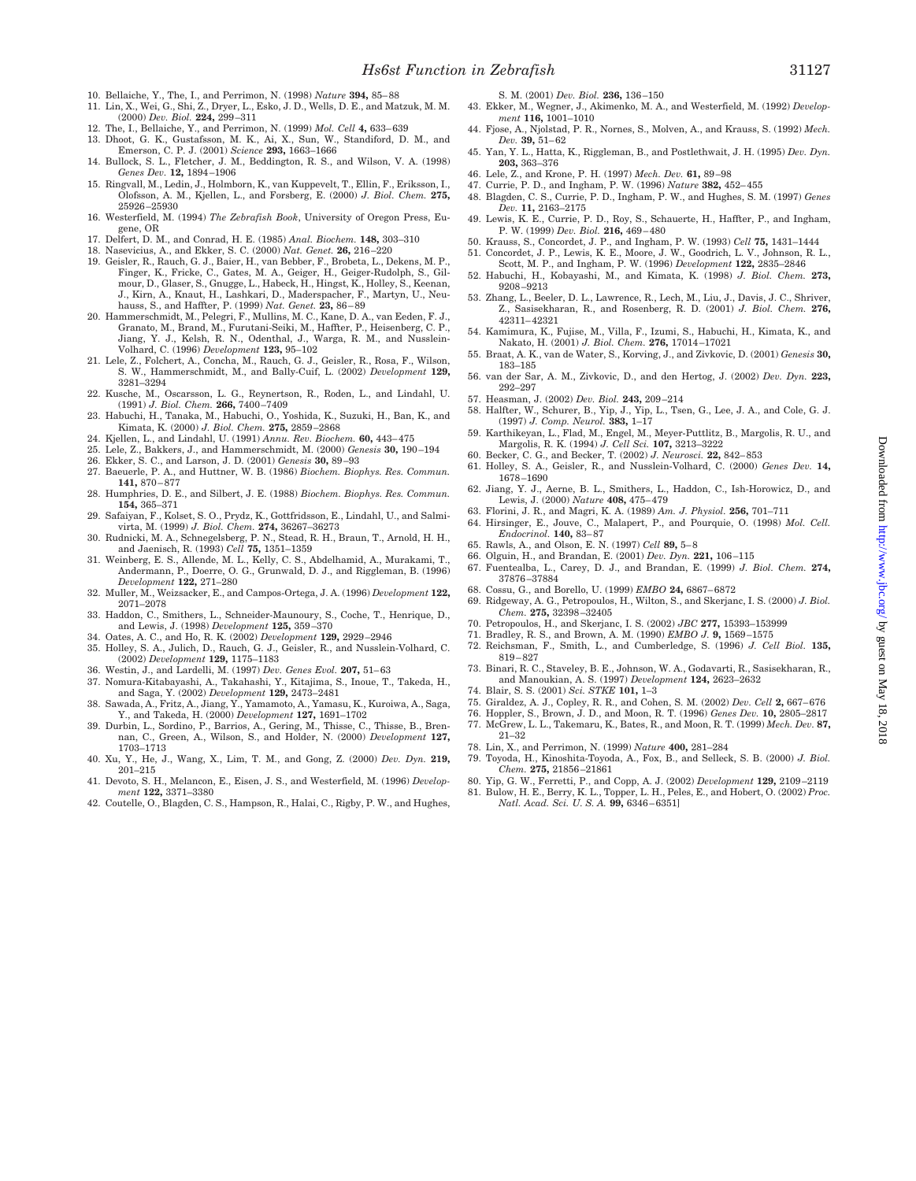10. Bellaiche, Y., The, I., and Perrimon, N. (1998) *Nature* **394,** 85–88
11. Lin, X., Wei, G., Shi, Z., Dryer, L., Esko, J. D., Wells, D. E., and Matzuk, M. M. (2000) *Dev. Biol.* **224,** 299–311
12. The, I., Bellaiche, Y., and Perrimon, N. (1999) *Mol. Cell* **4,** 633–639
13. Dhoot, G. K., Gustafsson, M. K., Ai, X., Sun, W., Standiford, D. M., and Emerson, C. P. J. (2001) *Science* **293,** 1663–1666
14. Bullock, S. L., Fletcher, J. M., Beddington, R. S., and Wilson, V. A. (1998) *Genes Dev.* **12,** 1894–1906
15. Ringvall, M., Ledin, J., Holmborn, K., van Kuppevelt, T., Ellin, F., Eriksson, I., Olofsson, A. M., Kjellen, L., and Forsberg, E. (2000) *J. Biol. Chem.* **275,** 25926–25930
16. Westerfield, M. (1994) *The Zebrafish Book*, University of Oregon Press, Eugene, OR
17. Delfert, D. M., and Conrad, H. E. (1985) *Anal. Biochem.* **148,** 303–310
18. Nasevicius, A., and Ekker, S. C. (2000) *Nat. Genet.* **26,** 216–220
19. Geisler, R., Rauch, G. J., Baier, H., van Bebber, F., Brobeta, L., Dekens, M. P., Finger, K., Fricke, C., Gates, M. A., Geiger, H., Geiger-Rudolph, S., Gilmour, D., Glaser, S., Gnugge, L., Habeck, H., Hingst, K., Holley, S., Keenan, J., Kirn, A., Knaut, H., Lashkari, D., Maderspacher, F., Martyn, U., Neuhauss, S., and Haffter, P. (1999) *Nat. Genet.* **23,** 86–89
20. Hammerschmidt, M., Pelegri, F., Mullins, M. C., Kane, D. A., van Eeden, F. J., Granato, M., Brand, M., Furutani-Seiki, M., Haffter, P., Heisenberg, C. P., Jiang, Y. J., Kelsh, R. N., Odenthal, J., Warga, R. M., and Nusslein-Volhard, C. (1996) *Development* **123,** 95–102
21. Lele, Z., Folchert, A., Concha, M., Rauch, G. J., Geisler, R., Rosa, F., Wilson, S. W., Hammerschmidt, M., and Bally-Cuif, L. (2002) *Development* **129,** 3281–3294
22. Kusche, M., Oscarsson, L. G., Reynertson, R., Roden, L., and Lindahl, U. (1991) *J. Biol. Chem.* **266,** 7400–7409
23. Habuchi, H., Tanaka, M., Habuchi, O., Yoshida, K., Suzuki, H., Ban, K., and Kimata, K. (2000) *J. Biol. Chem.* **275,** 2859–2868
24. Kjellen, L., and Lindahl, U. (1991) *Annu. Rev. Biochem.* **60,** 443–475
25. Lele, Z., Bakkers, J., and Hammerschmidt, M. (2000) *Genesis* **30,** 190–194
26. Ekker, S. C., and Larson, J. D. (2001) *Genesis* **30,** 89–93
27. Baeuerle, P. A., and Huttner, W. B. (1986) *Biochem. Biophys. Res. Commun.* **141,** 870–877
28. Humphries, D. E., and Silbert, J. E. (1988) *Biochem. Biophys. Res. Commun.* **154,** 365–371
29. Safaiyan, F., Kolset, S. O., Prydz, K., Gottfridsson, E., Lindahl, U., and Salmivirta, M. (1999) *J. Biol. Chem.* **274,** 36267–36273
30. Rudnicki, M. A., Schnegelsberg, P. N., Stead, R. H., Braun, T., Arnold, H. H., and Jaenisch, R. (1993) *Cell* **75,** 1351–1359
31. Weinberg, E. S., Allende, M. L., Kelly, C. S., Abdelhamid, A., Murakami, T., Andermann, P., Doerre, O. G., Grunwald, D. J., and Riggleman, B. (1996) *Development* **122,** 271–280
32. Muller, M., Weizsacker, E., and Campos-Ortega, J. A. (1996) *Development* **122,** 2071–2078
33. Haddon, C., Smithers, L., Schneider-Maunoury, S., Coche, T., Henrique, D., and Lewis, J. (1998) *Development* **125,** 359–370
34. Oates, A. C., and Ho, R. K. (2002) *Development* **129,** 2929–2946
35. Holley, S. A., Julich, D., Rauch, G. J., Geisler, R., and Nusslein-Volhard, C. (2002) *Development* **129,** 1175–1183
36. Westin, J., and Lardelli, M. (1997) *Dev. Genes Evol.* **207,** 51–63
37. Nomura-Kitabayashi, A., Takahashi, Y., Kitajima, S., Inoue, T., Takeda, H., and Saga, Y. (2002) *Development* **129,** 2473–2481
38. Sawada, A., Fritz, A., Jiang, Y., Yamamoto, A., Yamasu, K., Kuroiwa, A., Saga, Y., and Takeda, H. (2000) *Development* **127,** 1691–1702
39. Durbin, L., Sordino, P., Barrios, A., Gering, M., Thisse, C., Thisse, B., Brennan, C., Green, A., Wilson, S., and Holder, N. (2000) *Development* **127,** 1703–1713
40. Xu, Y., He, J., Wang, X., Lim, T. M., and Gong, Z. (2000) *Dev. Dyn.* **219,** 201–215
41. Devoto, S. H., Melancon, E., Eisen, J. S., and Westerfield, M. (1996) *Development* **122,** 3371–3380
42. Coutelle, O., Blagden, C. S., Hampson, R., Halai, C., Rigby, P. W., and Hughes, S. M. (2001) *Dev. Biol.* **236,** 136–150
43. Ekker, M., Wegner, J., Akimenko, M. A., and Westerfield, M. (1992) *Development* **116,** 1001–1010
44. Fjose, A., Njolstad, P. R., Nornes, S., Molven, A., and Krauss, S. (1992) *Mech. Dev.* **39,** 51–62
45. Yan, Y. L., Hatta, K., Riggleman, B., and Postlethwait, J. H. (1995) *Dev. Dyn.* **203,** 363–376
46. Lele, Z., and Krone, P. H. (1997) *Mech. Dev.* **61,** 89–98
47. Currie, P. D., and Ingham, P. W. (1996) *Nature* **382,** 452–455
48. Blagden, C. S., Currie, P. D., Ingham, P. W., and Hughes, S. M. (1997) *Genes Dev.* **11,** 2163–2175
49. Lewis, K. E., Currie, P. D., Roy, S., Schauerte, H., Haffter, P., and Ingham, P. W. (1999) *Dev. Biol.* **216,** 469–480
50. Krauss, S., Concordet, J. P., and Ingham, P. W. (1993) *Cell* **75,** 1431–1444
51. Concordet, J. P., Lewis, K. E., Moore, J. W., Goodrich, L. V., Johnson, R. L., Scott, M. P., and Ingham, P. W. (1996) *Development* **122,** 2835–2846
52. Habuchi, H., Kobayashi, M., and Kimata, K. (1998) *J. Biol. Chem.* **273,** 9208–9213
53. Zhang, L., Beeler, D. L., Lawrence, R., Lech, M., Liu, J., Davis, J. C., Shriver, Z., Sasisekharan, R., and Rosenberg, R. D. (2001) *J. Biol. Chem.* **276,** 42311–42321
54. Kamimura, K., Fujise, M., Villa, F., Izumi, S., Habuchi, H., Kimata, K., and Nakato, H. (2001) *J. Biol. Chem.* **276,** 17014–17021
55. Braat, A. K., van de Water, S., Korving, J., and Zivkovic, D. (2001) *Genesis* **30,** 183–185
56. van der Sar, A. M., Zivkovic, D., and den Hertog, J. (2002) *Dev. Dyn.* **223,** 292–297
57. Heasman, J. (2002) *Dev. Biol.* **243,** 209–214
58. Halfter, W., Schurer, B., Yip, J., Yip, L., Tsen, G., Lee, J. A., and Cole, G. J. (1997) *J. Comp. Neurol.* **383,** 1–17
59. Karthikeyan, L., Flad, M., Engel, M., Meyer-Puttlitz, B., Margolis, R. U., and Margolis, R. K. (1994) *J. Cell Sci.* **107,** 3213–3222
60. Becker, C. G., and Becker, T. (2002) *J. Neurosci.* **22,** 842–853
61. Holley, S. A., Geisler, R., and Nusslein-Volhard, C. (2000) *Genes Dev.* **14,** 1678–1690
62. Jiang, Y. J., Aerne, B. L., Smithers, L., Haddon, C., Ish-Horowicz, D., and Lewis, J. (2000) *Nature* **408,** 475–479
63. Florini, J. R., and Magri, K. A. (1989) *Am. J. Physiol.* **256,** 701–711
64. Hirsinger, E., Jouve, C., Malapert, P., and Pourquie, O. (1998) *Mol. Cell. Endocrinol.* **140,** 83–87
65. Rawls, A., and Olson, E. N. (1997) *Cell* **89,** 5–8
66. Olguin, H., and Brandan, E. (2001) *Dev. Dyn.* **221,** 106–115
67. Fuentealba, L., Carey, D. J., and Brandan, E. (1999) *J. Biol. Chem.* **274,** 37876–37884
68. Cossu, G., and Borello, U. (1999) *EMBO* **24,** 6867–6872
69. Ridgeway, A. G., Petropoulos, H., Wilton, S., and Skerjanc, I. S. (2000) *J. Biol. Chem.* **275,** 32398–32405
70. Petropoulos, H., and Skerjanc, I. S. (2002) *JBC* **277,** 15393–153999
71. Bradley, R. S., and Brown, A. M. (1990) *EMBO J.* **9,** 1569–1575
72. Reichsman, F., Smith, L., and Cumberledge, S. (1996) *J. Cell Biol.* **135,** 819–827
73. Binari, R. C., Staveley, B. E., Johnson, W. A., Godavarti, R., Sasisekharan, R., and Manoukian, A. S. (1997) *Development* **124,** 2623–2632
74. Blair, S. S. (2001) *Sci. STKE* **101,** 1–3
75. Giraldez, A. J., Copley, R. R., and Cohen, S. M. (2002) *Dev. Cell* **2,** 667–676
76. Hoppler, S., Brown, J. D., and Moon, R. T. (1996) *Genes Dev.* **10,** 2805–2817
77. McGrew, L. L., Takemaru, K., Bates, R., and Moon, R. T. (1999) *Mech. Dev.* **87,** 21–32
78. Lin, X., and Perrimon, N. (1999) *Nature* **400,** 281–284
79. Toyoda, H., Kinoshita-Toyoda, A., Fox, B., and Selleck, S. B. (2000) *J. Biol. Chem.* **275,** 21856–21861
80. Yip, G. W., Ferretti, P., and Copp, A. J. (2002) *Development* **129,** 2109–2119
81. Bulow, H. E., Berry, K. L., Topper, L. H., Peles, E., and Hobert, O. (2002) *Proc. Natl. Acad. Sci. U. S. A.* **99,** 6346–6351]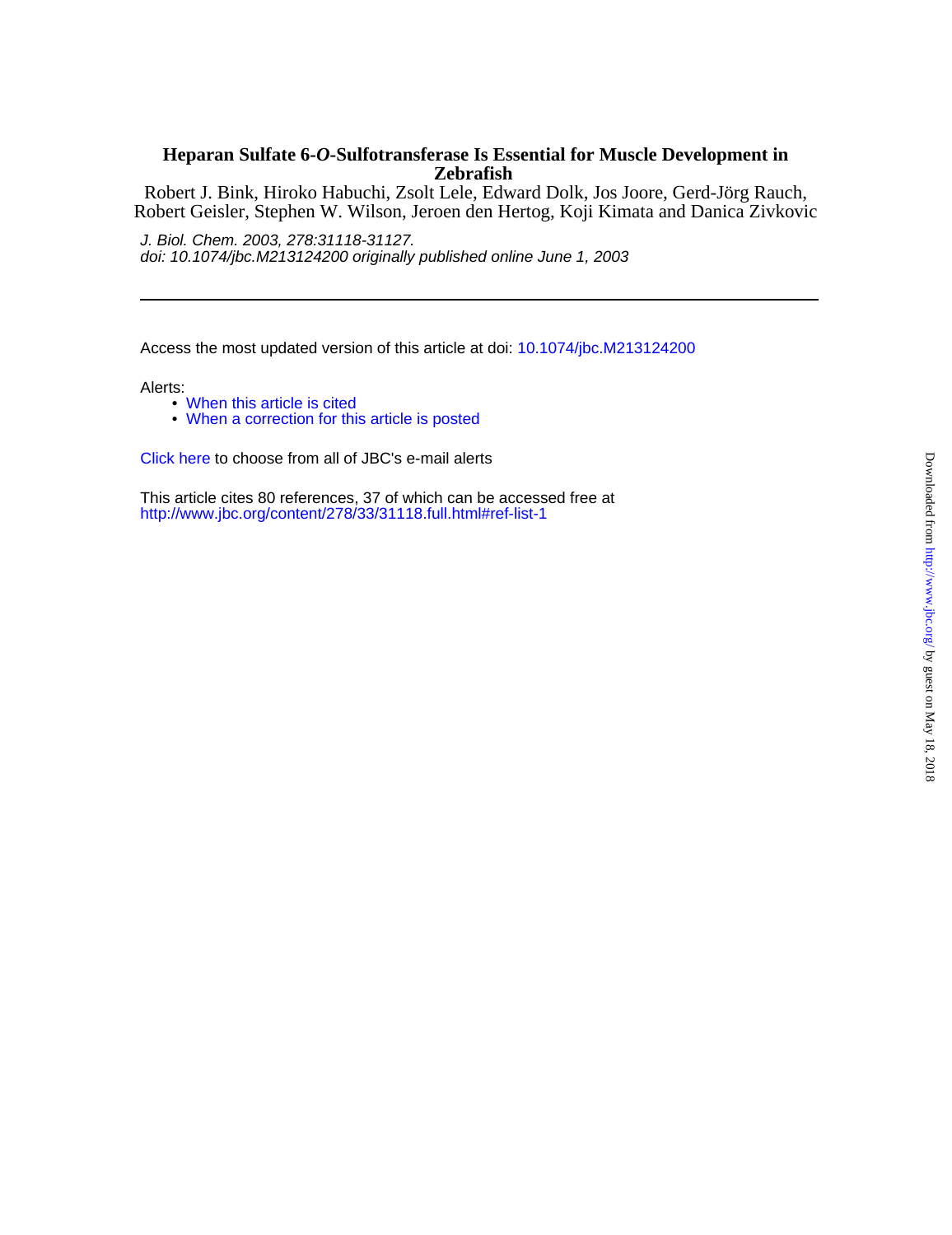# Heparan Sulfate 6-*O*-Sulfotransferase Is Essential for Muscle Development in Zebrafish

Robert J. Bink, Hiroko Habuchi, Zsolt Lele, Edward Dolk, Jos Joore, Gerd-Jörg Rauch, Robert Geisler, Stephen W. Wilson, Jeroen den Hertog, Koji Kimata and Danica Zivkovic

*J. Biol. Chem. 2003, 278:31118-31127.*
*doi: 10.1074/jbc.M213124200 originally published online June 1, 2003*

---

Access the most updated version of this article at doi: 10.1074/jbc.M213124200

Alerts:

- When this article is cited
- When a correction for this article is posted

Click here to choose from all of JBC's e-mail alerts

This article cites 80 references, 37 of which can be accessed free at http://www.jbc.org/content/278/33/31118.full.html#ref-list-1